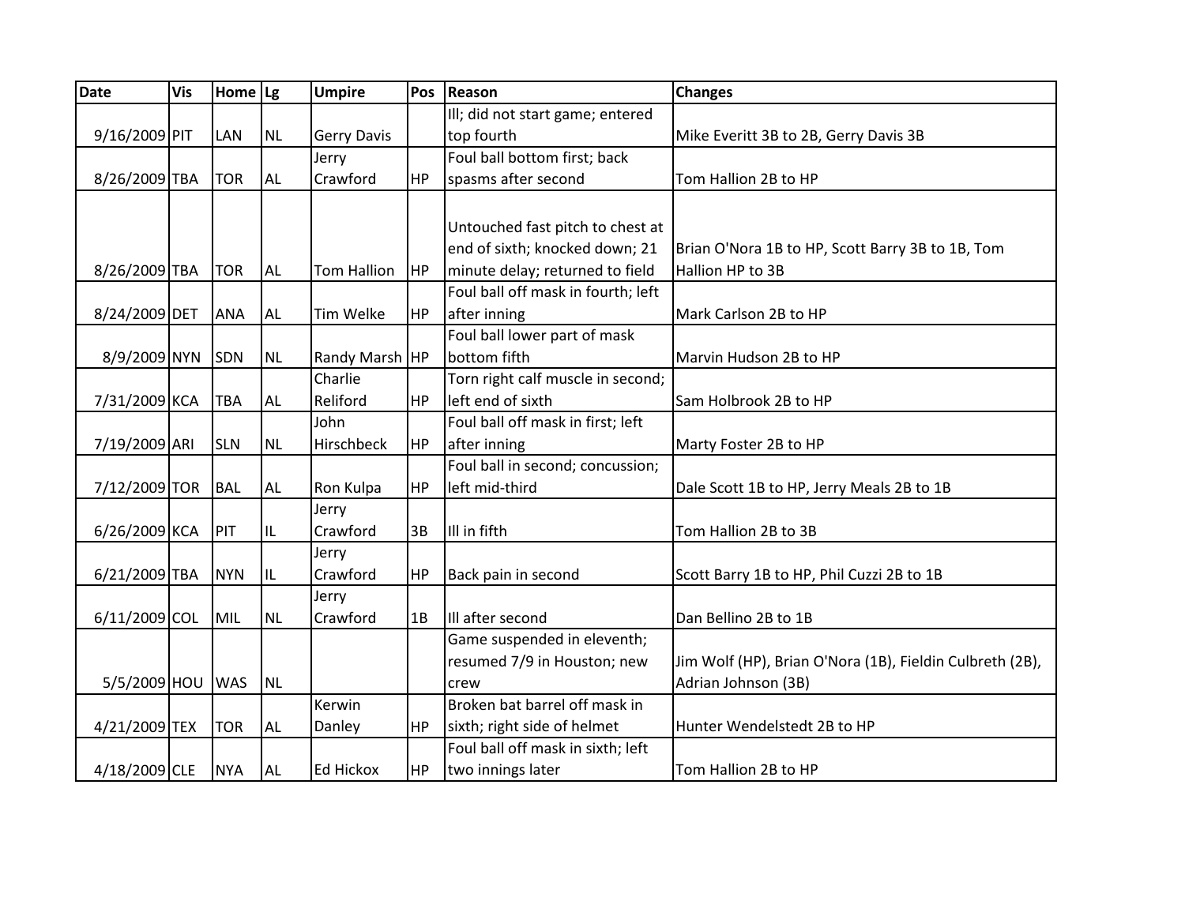| Date | Vis | Home | Lg | Umpire | Pos | Reason | Changes |
|---|---|---|---|---|---|---|---|
| 9/16/2009 | PIT | LAN | NL | Gerry Davis | | Ill; did not start game; entered top fourth | Mike Everitt 3B to 2B, Gerry Davis 3B |
| 8/26/2009 | TBA | TOR | AL | Jerry Crawford | HP | Foul ball bottom first; back spasms after second | Tom Hallion 2B to HP |
| 8/26/2009 | TBA | TOR | AL | Tom Hallion | HP | Untouched fast pitch to chest at end of sixth; knocked down; 21 minute delay; returned to field | Brian O'Nora 1B to HP, Scott Barry 3B to 1B, Tom Hallion HP to 3B |
| 8/24/2009 | DET | ANA | AL | Tim Welke | HP | Foul ball off mask in fourth; left after inning | Mark Carlson 2B to HP |
| 8/9/2009 | NYN | SDN | NL | Randy Marsh | HP | Foul ball lower part of mask bottom fifth | Marvin Hudson 2B to HP |
| 7/31/2009 | KCA | TBA | AL | Charlie Reliford | HP | Torn right calf muscle in second; left end of sixth | Sam Holbrook 2B to HP |
| 7/19/2009 | ARI | SLN | NL | John Hirschbeck | HP | Foul ball off mask in first; left after inning | Marty Foster 2B to HP |
| 7/12/2009 | TOR | BAL | AL | Ron Kulpa | HP | Foul ball in second; concussion; left mid-third | Dale Scott 1B to HP, Jerry Meals 2B to 1B |
| 6/26/2009 | KCA | PIT | IL | Jerry Crawford | 3B | Ill in fifth | Tom Hallion 2B to 3B |
| 6/21/2009 | TBA | NYN | IL | Jerry Crawford | HP | Back pain in second | Scott Barry 1B to HP, Phil Cuzzi 2B to 1B |
| 6/11/2009 | COL | MIL | NL | Jerry Crawford | 1B | Ill after second | Dan Bellino 2B to 1B |
| 5/5/2009 | HOU | WAS | NL | | | Game suspended in eleventh; resumed 7/9 in Houston; new crew | Jim Wolf (HP), Brian O'Nora (1B), Fieldin Culbreth (2B), Adrian Johnson (3B) |
| 4/21/2009 | TEX | TOR | AL | Kerwin Danley | HP | Broken bat barrel off mask in sixth; right side of helmet | Hunter Wendelstedt 2B to HP |
| 4/18/2009 | CLE | NYA | AL | Ed Hickox | HP | Foul ball off mask in sixth; left two innings later | Tom Hallion 2B to HP |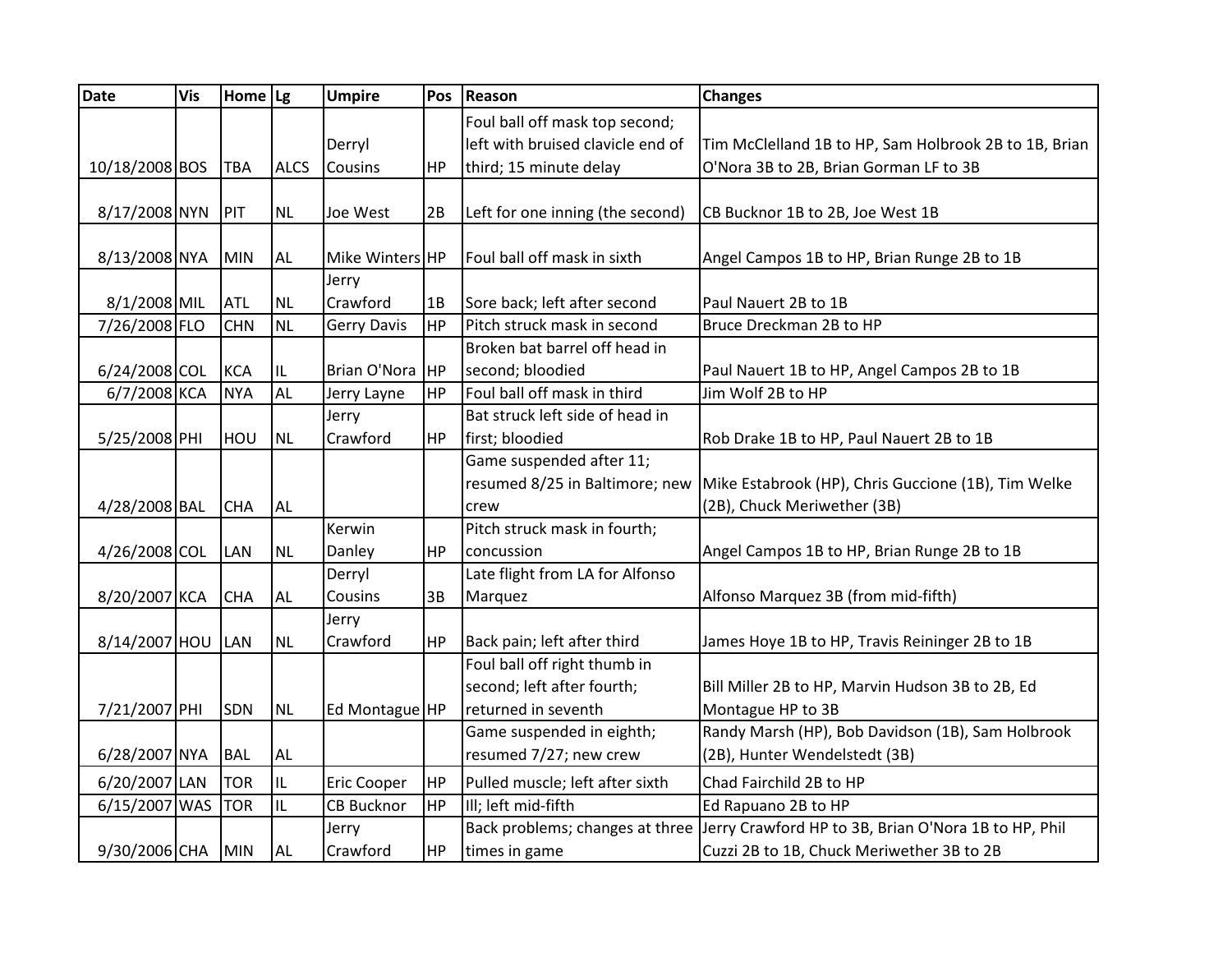| Date | Vis | Home | Lg | Umpire | Pos | Reason | Changes |
| --- | --- | --- | --- | --- | --- | --- | --- |
| 10/18/2008 | BOS | TBA | ALCS | Derryl Cousins | HP | Foul ball off mask top second; left with bruised clavicle end of third; 15 minute delay | Tim McClelland 1B to HP, Sam Holbrook 2B to 1B, Brian O'Nora 3B to 2B, Brian Gorman LF to 3B |
| 8/17/2008 | NYN | PIT | NL | Joe West | 2B | Left for one inning (the second) | CB Bucknor 1B to 2B, Joe West 1B |
| 8/13/2008 | NYA | MIN | AL | Mike Winters | HP | Foul ball off mask in sixth | Angel Campos 1B to HP, Brian Runge 2B to 1B |
| 8/1/2008 | MIL | ATL | NL | Jerry Crawford | 1B | Sore back; left after second | Paul Nauert 2B to 1B |
| 7/26/2008 | FLO | CHN | NL | Gerry Davis | HP | Pitch struck mask in second | Bruce Dreckman 2B to HP |
| 6/24/2008 | COL | KCA | IL | Brian O'Nora | HP | Broken bat barrel off head in second; bloodied | Paul Nauert 1B to HP, Angel Campos 2B to 1B |
| 6/7/2008 | KCA | NYA | AL | Jerry Layne | HP | Foul ball off mask in third | Jim Wolf 2B to HP |
| 5/25/2008 | PHI | HOU | NL | Jerry Crawford | HP | Bat struck left side of head in first; bloodied | Rob Drake 1B to HP, Paul Nauert 2B to 1B |
| 4/28/2008 | BAL | CHA | AL | | | Game suspended after 11; resumed 8/25 in Baltimore; new crew | Mike Estabrook (HP), Chris Guccione (1B), Tim Welke (2B), Chuck Meriwether (3B) |
| 4/26/2008 | COL | LAN | NL | Kerwin Danley | HP | Pitch struck mask in fourth; concussion | Angel Campos 1B to HP, Brian Runge 2B to 1B |
| 8/20/2007 | KCA | CHA | AL | Derryl Cousins | 3B | Late flight from LA for Alfonso Marquez | Alfonso Marquez 3B (from mid-fifth) |
| 8/14/2007 | HOU | LAN | NL | Jerry Crawford | HP | Back pain; left after third | James Hoye 1B to HP, Travis Reininger 2B to 1B |
| 7/21/2007 | PHI | SDN | NL | Ed Montague | HP | Foul ball off right thumb in second; left after fourth; returned in seventh | Bill Miller 2B to HP, Marvin Hudson 3B to 2B, Ed Montague HP to 3B |
| 6/28/2007 | NYA | BAL | AL | | | Game suspended in eighth; resumed 7/27; new crew | Randy Marsh (HP), Bob Davidson (1B), Sam Holbrook (2B), Hunter Wendelstedt (3B) |
| 6/20/2007 | LAN | TOR | IL | Eric Cooper | HP | Pulled muscle; left after sixth | Chad Fairchild 2B to HP |
| 6/15/2007 | WAS | TOR | IL | CB Bucknor | HP | Ill; left mid-fifth | Ed Rapuano 2B to HP |
| 9/30/2006 | CHA | MIN | AL | Jerry Crawford | HP | Back problems; changes at three times in game | Jerry Crawford HP to 3B, Brian O'Nora 1B to HP, Phil Cuzzi 2B to 1B, Chuck Meriwether 3B to 2B |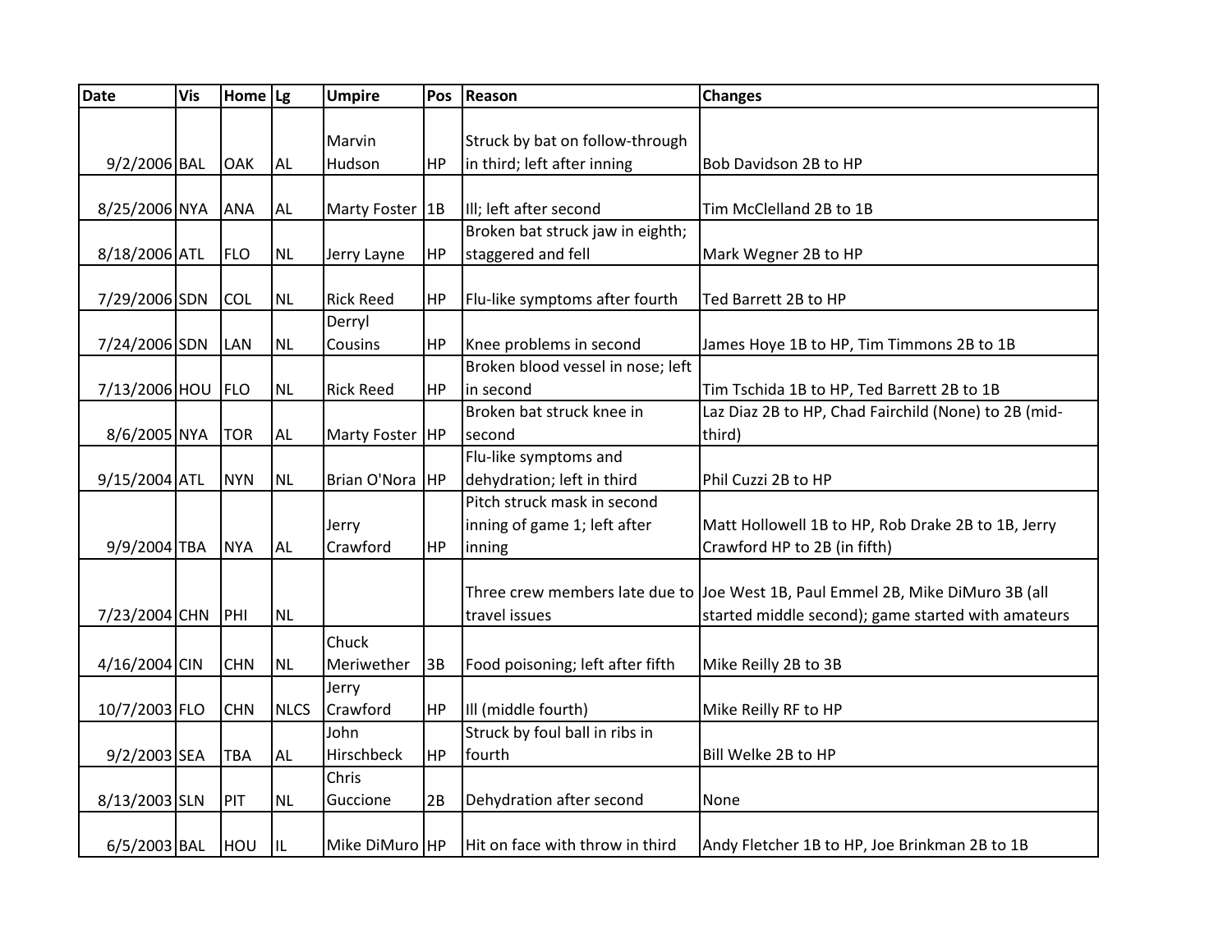| Date | Vis | Home | Lg | Umpire | Pos | Reason | Changes |
|---|---|---|---|---|---|---|---|
| 9/2/2006 | BAL | OAK | AL | Marvin Hudson | HP | Struck by bat on follow-through in third; left after inning | Bob Davidson 2B to HP |
| 8/25/2006 | NYA | ANA | AL | Marty Foster | 1B | Ill; left after second | Tim McClelland 2B to 1B |
| 8/18/2006 | ATL | FLO | NL | Jerry Layne | HP | Broken bat struck jaw in eighth; staggered and fell | Mark Wegner 2B to HP |
| 7/29/2006 | SDN | COL | NL | Rick Reed | HP | Flu-like symptoms after fourth | Ted Barrett 2B to HP |
| 7/24/2006 | SDN | LAN | NL | Derryl Cousins | HP | Knee problems in second | James Hoye 1B to HP, Tim Timmons 2B to 1B |
| 7/13/2006 | HOU | FLO | NL | Rick Reed | HP | Broken blood vessel in nose; left in second | Tim Tschida 1B to HP, Ted Barrett 2B to 1B |
| 8/6/2005 | NYA | TOR | AL | Marty Foster | HP | Broken bat struck knee in second | Laz Diaz 2B to HP, Chad Fairchild (None) to 2B (mid-third) |
| 9/15/2004 | ATL | NYN | NL | Brian O'Nora | HP | Flu-like symptoms and dehydration; left in third | Phil Cuzzi 2B to HP |
| 9/9/2004 | TBA | NYA | AL | Jerry Crawford | HP | Pitch struck mask in second inning of game 1; left after inning | Matt Hollowell 1B to HP, Rob Drake 2B to 1B, Jerry Crawford HP to 2B (in fifth) |
| 7/23/2004 | CHN | PHI | NL | | | Three crew members late due to travel issues | Joe West 1B, Paul Emmel 2B, Mike DiMuro 3B (all started middle second); game started with amateurs |
| 4/16/2004 | CIN | CHN | NL | Chuck Meriwether | 3B | Food poisoning; left after fifth | Mike Reilly 2B to 3B |
| 10/7/2003 | FLO | CHN | NLCS | Jerry Crawford | HP | Ill (middle fourth) | Mike Reilly RF to HP |
| 9/2/2003 | SEA | TBA | AL | John Hirschbeck | HP | Struck by foul ball in ribs in fourth | Bill Welke 2B to HP |
| 8/13/2003 | SLN | PIT | NL | Chris Guccione | 2B | Dehydration after second | None |
| 6/5/2003 | BAL | HOU | IL | Mike DiMuro | HP | Hit on face with throw in third | Andy Fletcher 1B to HP, Joe Brinkman 2B to 1B |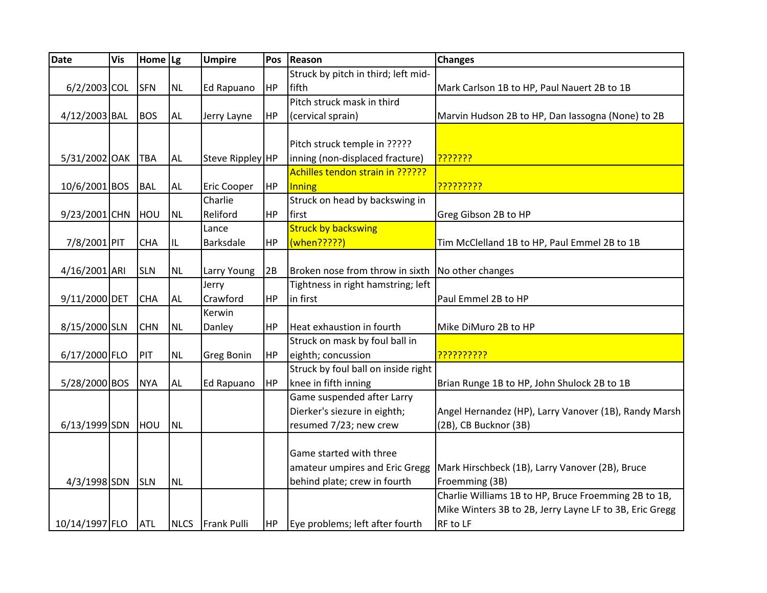| Date | Vis | Home | Lg | Umpire | Pos | Reason | Changes |
|---|---|---|---|---|---|---|---|
| 6/2/2003 | COL | SFN | NL | Ed Rapuano | HP | Struck by pitch in third; left mid-fifth | Mark Carlson 1B to HP, Paul Nauert 2B to 1B |
| 4/12/2003 | BAL | BOS | AL | Jerry Layne | HP | Pitch struck mask in third (cervical sprain) | Marvin Hudson 2B to HP, Dan Iassogna (None) to 2B |
| 5/31/2002 | OAK | TBA | AL | Steve Rippley | HP | Pitch struck temple in ????? inning (non-displaced fracture) | ??????? |
| 10/6/2001 | BOS | BAL | AL | Eric Cooper | HP | Achilles tendon strain in ?????? Inning | ????????? |
| 9/23/2001 | CHN | HOU | NL | Charlie Reliford | HP | Struck on head by backswing in first | Greg Gibson 2B to HP |
| 7/8/2001 | PIT | CHA | IL | Lance Barksdale | HP | Struck by backswing (when?????) | Tim McClelland 1B to HP, Paul Emmel 2B to 1B |
| 4/16/2001 | ARI | SLN | NL | Larry Young | 2B | Broken nose from throw in sixth | No other changes |
| 9/11/2000 | DET | CHA | AL | Jerry Crawford | HP | Tightness in right hamstring; left in first | Paul Emmel 2B to HP |
| 8/15/2000 | SLN | CHN | NL | Kerwin Danley | HP | Heat exhaustion in fourth | Mike DiMuro 2B to HP |
| 6/17/2000 | FLO | PIT | NL | Greg Bonin | HP | Struck on mask by foul ball in eighth; concussion | ?????????? |
| 5/28/2000 | BOS | NYA | AL | Ed Rapuano | HP | Struck by foul ball on inside right knee in fifth inning | Brian Runge 1B to HP, John Shulock 2B to 1B |
| 6/13/1999 | SDN | HOU | NL | | | Game suspended after Larry Dierker's siezure in eighth; resumed 7/23; new crew | Angel Hernandez (HP), Larry Vanover (1B), Randy Marsh (2B), CB Bucknor (3B) |
| 4/3/1998 | SDN | SLN | NL | | | Game started with three amateur umpires and Eric Gregg behind plate; crew in fourth | Mark Hirschbeck (1B), Larry Vanover (2B), Bruce Froemming (3B) |
| 10/14/1997 | FLO | ATL | NLCS | Frank Pulli | HP | Eye problems; left after fourth | Charlie Williams 1B to HP, Bruce Froemming 2B to 1B, Mike Winters 3B to 2B, Jerry Layne LF to 3B, Eric Gregg RF to LF |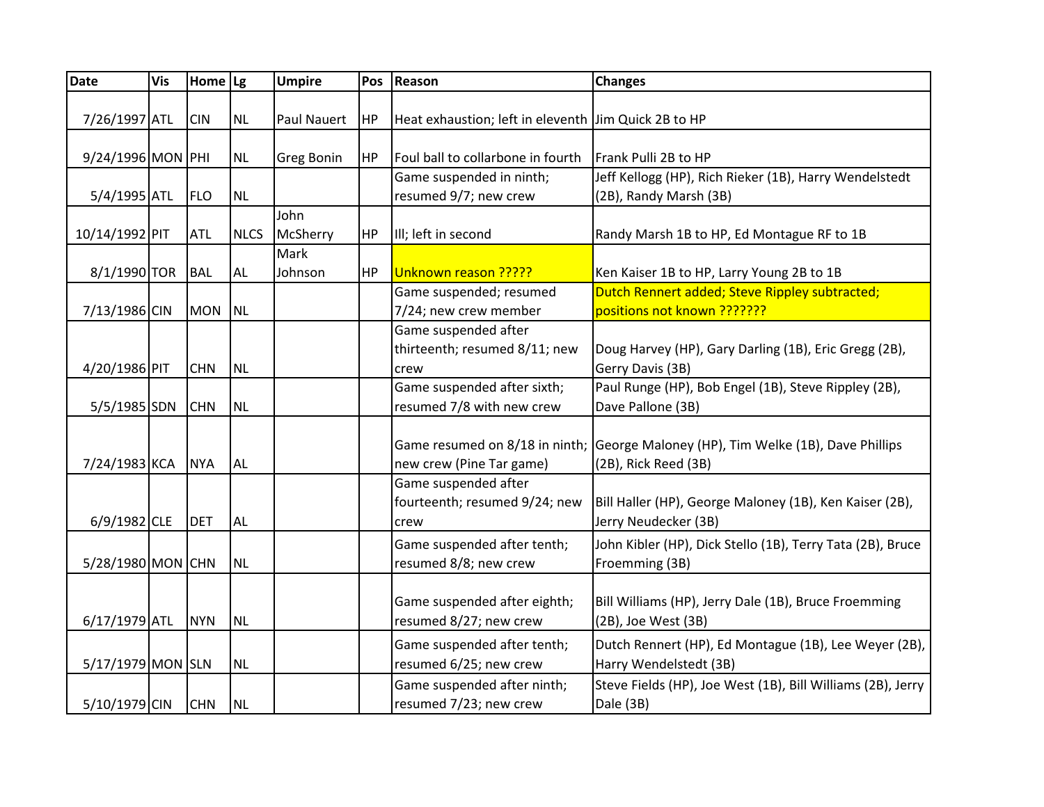| Date | Vis | Home | Lg | Umpire | Pos | Reason | Changes |
|---|---|---|---|---|---|---|---|
| 7/26/1997 | ATL | CIN | NL | Paul Nauert | HP | Heat exhaustion; left in eleventh | Jim Quick 2B to HP |
| 9/24/1996 | MON | PHI | NL | Greg Bonin | HP | Foul ball to collarbone in fourth | Frank Pulli 2B to HP |
| 5/4/1995 | ATL | FLO | NL | | | Game suspended in ninth; resumed 9/7; new crew | Jeff Kellogg (HP), Rich Rieker (1B), Harry Wendelstedt (2B), Randy Marsh (3B) |
| 10/14/1992 | PIT | ATL | NLCS | John McSherry | HP | Ill; left in second | Randy Marsh 1B to HP, Ed Montague RF to 1B |
| 8/1/1990 | TOR | BAL | AL | Mark Johnson | HP | Unknown reason ????? | Ken Kaiser 1B to HP, Larry Young 2B to 1B |
| 7/13/1986 | CIN | MON | NL | | | Game suspended; resumed 7/24; new crew member | Dutch Rennert added; Steve Rippley subtracted; positions not known ??????? |
| 4/20/1986 | PIT | CHN | NL | | | Game suspended after thirteenth; resumed 8/11; new crew | Doug Harvey (HP), Gary Darling (1B), Eric Gregg (2B), Gerry Davis (3B) |
| 5/5/1985 | SDN | CHN | NL | | | Game suspended after sixth; resumed 7/8 with new crew | Paul Runge (HP), Bob Engel (1B), Steve Rippley (2B), Dave Pallone (3B) |
| 7/24/1983 | KCA | NYA | AL | | | Game resumed on 8/18 in ninth; new crew (Pine Tar game) | George Maloney (HP), Tim Welke (1B), Dave Phillips (2B), Rick Reed (3B) |
| 6/9/1982 | CLE | DET | AL | | | Game suspended after fourteenth; resumed 9/24; new crew | Bill Haller (HP), George Maloney (1B), Ken Kaiser (2B), Jerry Neudecker (3B) |
| 5/28/1980 | MON | CHN | NL | | | Game suspended after tenth; resumed 8/8; new crew | John Kibler (HP), Dick Stello (1B), Terry Tata (2B), Bruce Froemming (3B) |
| 6/17/1979 | ATL | NYN | NL | | | Game suspended after eighth; resumed 8/27; new crew | Bill Williams (HP), Jerry Dale (1B), Bruce Froemming (2B), Joe West (3B) |
| 5/17/1979 | MON | SLN | NL | | | Game suspended after tenth; resumed 6/25; new crew | Dutch Rennert (HP), Ed Montague (1B), Lee Weyer (2B), Harry Wendelstedt (3B) |
| 5/10/1979 | CIN | CHN | NL | | | Game suspended after ninth; resumed 7/23; new crew | Steve Fields (HP), Joe West (1B), Bill Williams (2B), Jerry Dale (3B) |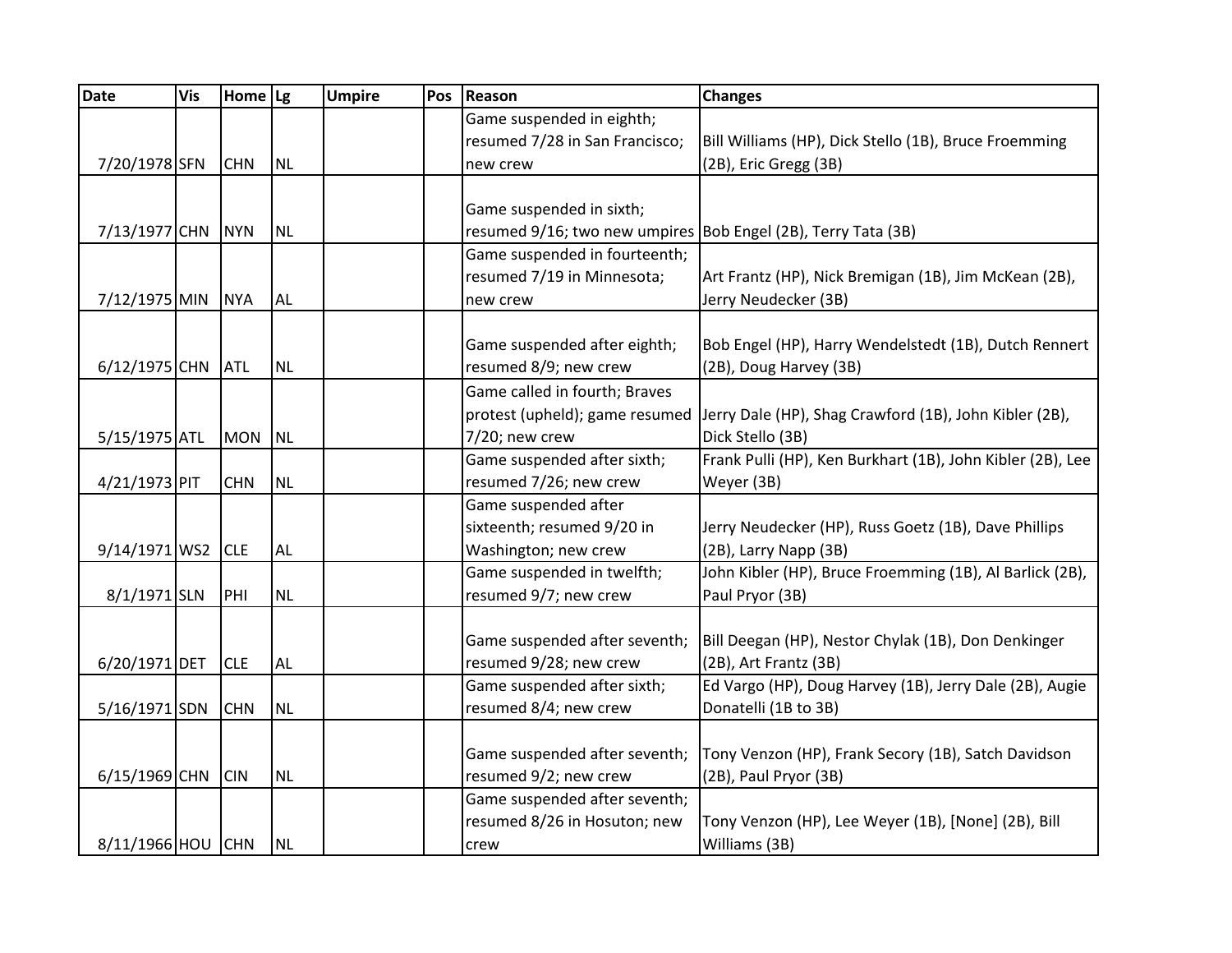| Date | Vis | Home | Lg | Umpire | Pos | Reason | Changes |
|---|---|---|---|---|---|---|---|
| 7/20/1978 | SFN | CHN | NL | | | Game suspended in eighth; resumed 7/28 in San Francisco; new crew | Bill Williams (HP), Dick Stello (1B), Bruce Froemming (2B), Eric Gregg (3B) |
| 7/13/1977 | CHN | NYN | NL | | | Game suspended in sixth; resumed 9/16; two new umpires | Bob Engel (2B), Terry Tata (3B) |
| 7/12/1975 | MIN | NYA | AL | | | Game suspended in fourteenth; resumed 7/19 in Minnesota; new crew | Art Frantz (HP), Nick Bremigan (1B), Jim McKean (2B), Jerry Neudecker (3B) |
| 6/12/1975 | CHN | ATL | NL | | | Game suspended after eighth; resumed 8/9; new crew | Bob Engel (HP), Harry Wendelstedt (1B), Dutch Rennert (2B), Doug Harvey (3B) |
| 5/15/1975 | ATL | MON | NL | | | Game called in fourth; Braves protest (upheld); game resumed 7/20; new crew | Jerry Dale (HP), Shag Crawford (1B), John Kibler (2B), Dick Stello (3B) |
| 4/21/1973 | PIT | CHN | NL | | | Game suspended after sixth; resumed 7/26; new crew | Frank Pulli (HP), Ken Burkhart (1B), John Kibler (2B), Lee Weyer (3B) |
| 9/14/1971 | WS2 | CLE | AL | | | Game suspended after sixteenth; resumed 9/20 in Washington; new crew | Jerry Neudecker (HP), Russ Goetz (1B), Dave Phillips (2B), Larry Napp (3B) |
| 8/1/1971 | SLN | PHI | NL | | | Game suspended in twelfth; resumed 9/7; new crew | John Kibler (HP), Bruce Froemming (1B), Al Barlick (2B), Paul Pryor (3B) |
| 6/20/1971 | DET | CLE | AL | | | Game suspended after seventh; resumed 9/28; new crew | Bill Deegan (HP), Nestor Chylak (1B), Don Denkinger (2B), Art Frantz (3B) |
| 5/16/1971 | SDN | CHN | NL | | | Game suspended after sixth; resumed 8/4; new crew | Ed Vargo (HP), Doug Harvey (1B), Jerry Dale (2B), Augie Donatelli (1B to 3B) |
| 6/15/1969 | CHN | CIN | NL | | | Game suspended after seventh; resumed 9/2; new crew | Tony Venzon (HP), Frank Secory (1B), Satch Davidson (2B), Paul Pryor (3B) |
| 8/11/1966 | HOU | CHN | NL | | | Game suspended after seventh; resumed 8/26 in Hosuton; new crew | Tony Venzon (HP), Lee Weyer (1B), [None] (2B), Bill Williams (3B) |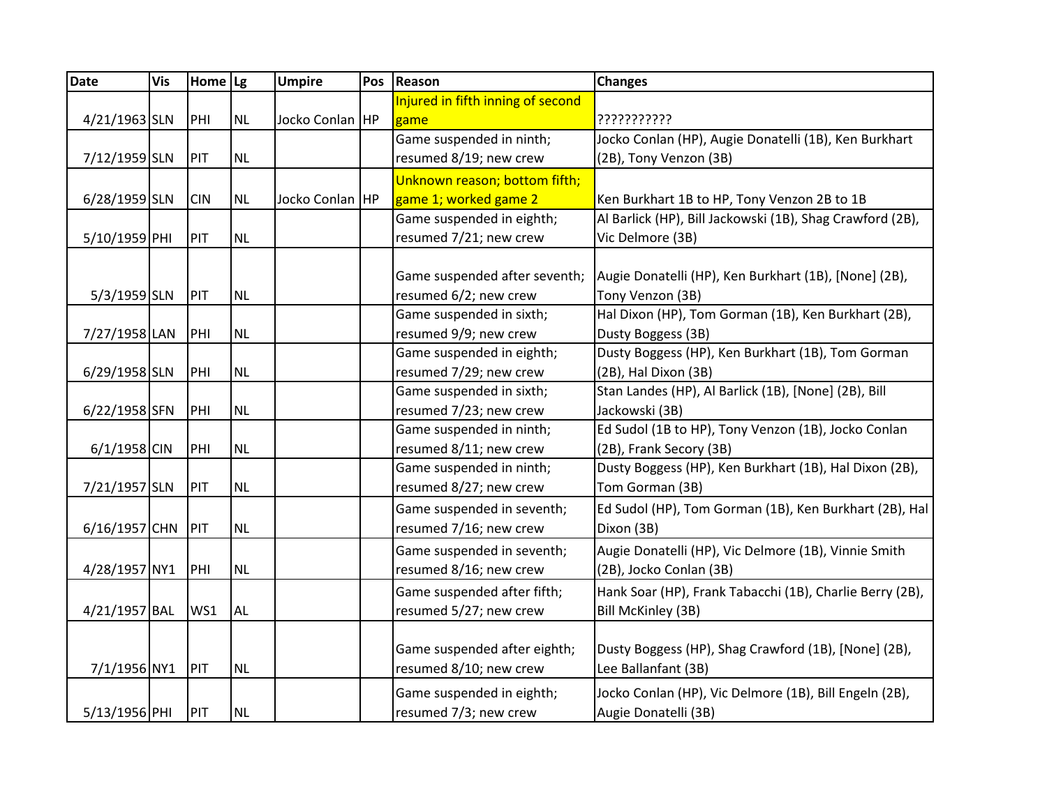| Date | Vis | Home | Lg | Umpire | Pos | Reason | Changes |
|---|---|---|---|---|---|---|---|
| 4/21/1963 | SLN | PHI | NL | Jocko Conlan | HP | Injured in fifth inning of second game | ??????????? |
| 7/12/1959 | SLN | PIT | NL | | | Game suspended in ninth; resumed 8/19; new crew | Jocko Conlan (HP), Augie Donatelli (1B), Ken Burkhart (2B), Tony Venzon (3B) |
| 6/28/1959 | SLN | CIN | NL | Jocko Conlan | HP | Unknown reason; bottom fifth; game 1; worked game 2 | Ken Burkhart 1B to HP, Tony Venzon 2B to 1B |
| 5/10/1959 | PHI | PIT | NL | | | Game suspended in eighth; resumed 7/21; new crew | Al Barlick (HP), Bill Jackowski (1B), Shag Crawford (2B), Vic Delmore (3B) |
| 5/3/1959 | SLN | PIT | NL | | | Game suspended after seventh; resumed 6/2; new crew | Augie Donatelli (HP), Ken Burkhart (1B), [None] (2B), Tony Venzon (3B) |
| 7/27/1958 | LAN | PHI | NL | | | Game suspended in sixth; resumed 9/9; new crew | Hal Dixon (HP), Tom Gorman (1B), Ken Burkhart (2B), Dusty Boggess (3B) |
| 6/29/1958 | SLN | PHI | NL | | | Game suspended in eighth; resumed 7/29; new crew | Dusty Boggess (HP), Ken Burkhart (1B), Tom Gorman (2B), Hal Dixon (3B) |
| 6/22/1958 | SFN | PHI | NL | | | Game suspended in sixth; resumed 7/23; new crew | Stan Landes (HP), Al Barlick (1B), [None] (2B), Bill Jackowski (3B) |
| 6/1/1958 | CIN | PHI | NL | | | Game suspended in ninth; resumed 8/11; new crew | Ed Sudol (1B to HP), Tony Venzon (1B), Jocko Conlan (2B), Frank Secory (3B) |
| 7/21/1957 | SLN | PIT | NL | | | Game suspended in ninth; resumed 8/27; new crew | Dusty Boggess (HP), Ken Burkhart (1B), Hal Dixon (2B), Tom Gorman (3B) |
| 6/16/1957 | CHN | PIT | NL | | | Game suspended in seventh; resumed 7/16; new crew | Ed Sudol (HP), Tom Gorman (1B), Ken Burkhart (2B), Hal Dixon (3B) |
| 4/28/1957 | NY1 | PHI | NL | | | Game suspended in seventh; resumed 8/16; new crew | Augie Donatelli (HP), Vic Delmore (1B), Vinnie Smith (2B), Jocko Conlan (3B) |
| 4/21/1957 | BAL | WS1 | AL | | | Game suspended after fifth; resumed 5/27; new crew | Hank Soar (HP), Frank Tabacchi (1B), Charlie Berry (2B), Bill McKinley (3B) |
| 7/1/1956 | NY1 | PIT | NL | | | Game suspended after eighth; resumed 8/10; new crew | Dusty Boggess (HP), Shag Crawford (1B), [None] (2B), Lee Ballanfant (3B) |
| 5/13/1956 | PHI | PIT | NL | | | Game suspended in eighth; resumed 7/3; new crew | Jocko Conlan (HP), Vic Delmore (1B), Bill Engeln (2B), Augie Donatelli (3B) |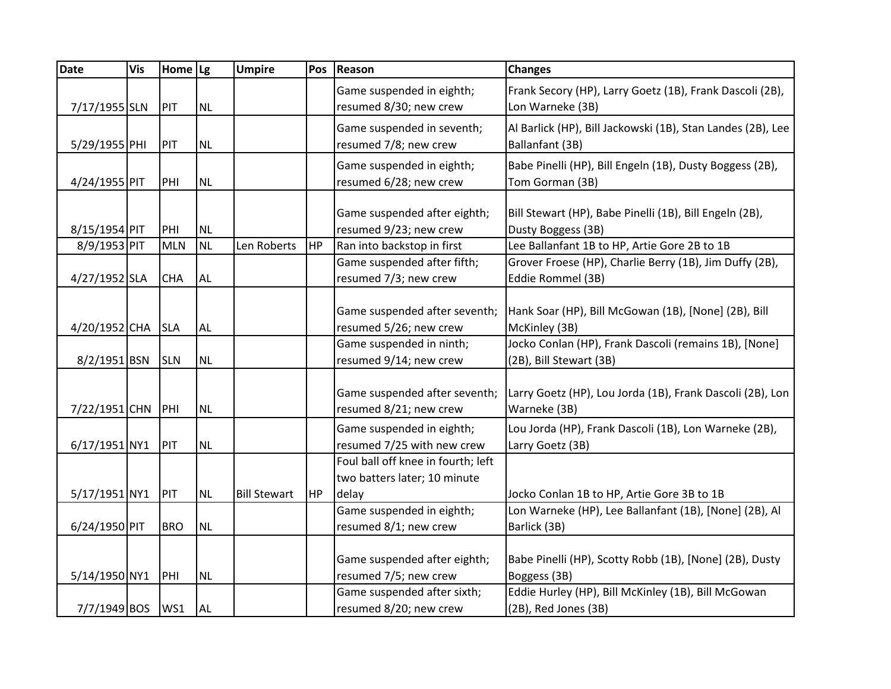| Date | Vis | Home | Lg | Umpire | Pos | Reason | Changes |
|---|---|---|---|---|---|---|---|
| 7/17/1955 | SLN | PIT | NL | | | Game suspended in eighth; resumed 8/30; new crew | Frank Secory (HP), Larry Goetz (1B), Frank Dascoli (2B), Lon Warneke (3B) |
| 5/29/1955 | PHI | PIT | NL | | | Game suspended in seventh; resumed 7/8; new crew | Al Barlick (HP), Bill Jackowski (1B), Stan Landes (2B), Lee Ballanfant (3B) |
| 4/24/1955 | PIT | PHI | NL | | | Game suspended in eighth; resumed 6/28; new crew | Babe Pinelli (HP), Bill Engeln (1B), Dusty Boggess (2B), Tom Gorman (3B) |
| 8/15/1954 | PIT | PHI | NL | | | Game suspended after eighth; resumed 9/23; new crew | Bill Stewart (HP), Babe Pinelli (1B), Bill Engeln (2B), Dusty Boggess (3B) |
| 8/9/1953 | PIT | MLN | NL | Len Roberts | HP | Ran into backstop in first | Lee Ballanfant 1B to HP, Artie Gore 2B to 1B |
| 4/27/1952 | SLA | CHA | AL | | | Game suspended after fifth; resumed 7/3; new crew | Grover Froese (HP), Charlie Berry (1B), Jim Duffy (2B), Eddie Rommel (3B) |
| 4/20/1952 | CHA | SLA | AL | | | Game suspended after seventh; resumed 5/26; new crew | Hank Soar (HP), Bill McGowan (1B), [None] (2B), Bill McKinley (3B) |
| 8/2/1951 | BSN | SLN | NL | | | Game suspended in ninth; resumed 9/14; new crew | Jocko Conlan (HP), Frank Dascoli (remains 1B), [None] (2B), Bill Stewart (3B) |
| 7/22/1951 | CHN | PHI | NL | | | Game suspended after seventh; resumed 8/21; new crew | Larry Goetz (HP), Lou Jorda (1B), Frank Dascoli (2B), Lon Warneke (3B) |
| 6/17/1951 | NY1 | PIT | NL | | | Game suspended in eighth; resumed 7/25 with new crew | Lou Jorda (HP), Frank Dascoli (1B), Lon Warneke (2B), Larry Goetz (3B) |
| 5/17/1951 | NY1 | PIT | NL | Bill Stewart | HP | Foul ball off knee in fourth; left two batters later; 10 minute delay | Jocko Conlan 1B to HP, Artie Gore 3B to 1B |
| 6/24/1950 | PIT | BRO | NL | | | Game suspended in eighth; resumed 8/1; new crew | Lon Warneke (HP), Lee Ballanfant (1B), [None] (2B), Al Barlick (3B) |
| 5/14/1950 | NY1 | PHI | NL | | | Game suspended after eighth; resumed 7/5; new crew | Babe Pinelli (HP), Scotty Robb (1B), [None] (2B), Dusty Boggess (3B) |
| 7/7/1949 | BOS | WS1 | AL | | | Game suspended after sixth; resumed 8/20; new crew | Eddie Hurley (HP), Bill McKinley (1B), Bill McGowan (2B), Red Jones (3B) |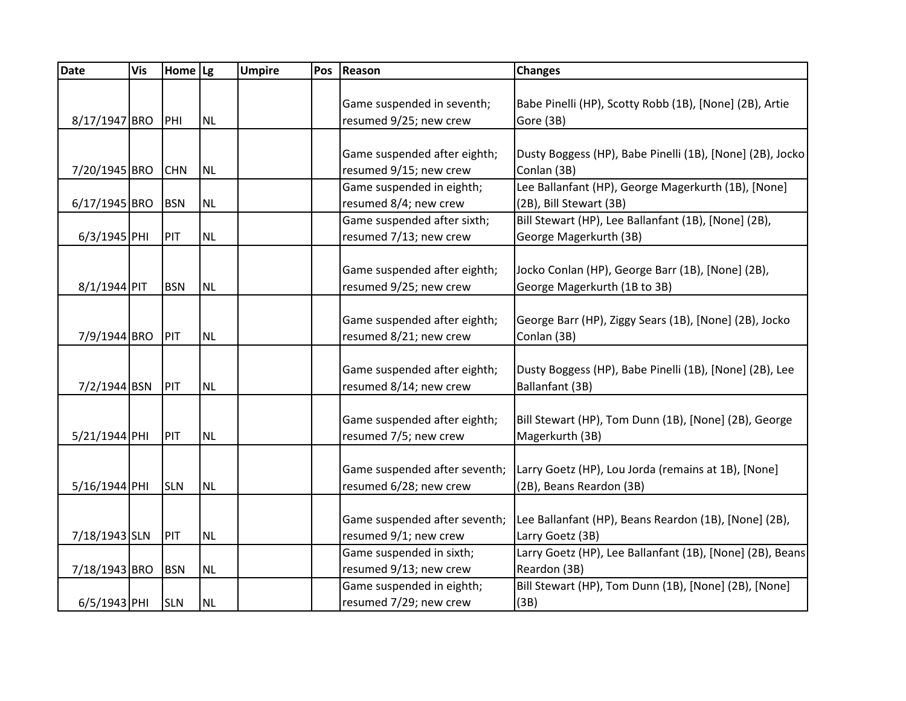| Date | Vis | Home | Lg | Umpire | Pos | Reason | Changes |
|---|---|---|---|---|---|---|---|
| 8/17/1947 | BRO | PHI | NL | | | Game suspended in seventh; resumed 9/25; new crew | Babe Pinelli (HP), Scotty Robb (1B), [None] (2B), Artie Gore (3B) |
| 7/20/1945 | BRO | CHN | NL | | | Game suspended after eighth; resumed 9/15; new crew | Dusty Boggess (HP), Babe Pinelli (1B), [None] (2B), Jocko Conlan (3B) |
| 6/17/1945 | BRO | BSN | NL | | | Game suspended in eighth; resumed 8/4; new crew | Lee Ballanfant (HP), George Magerkurth (1B), [None] (2B), Bill Stewart (3B) |
| 6/3/1945 | PHI | PIT | NL | | | Game suspended after sixth; resumed 7/13; new crew | Bill Stewart (HP), Lee Ballanfant (1B), [None] (2B), George Magerkurth (3B) |
| 8/1/1944 | PIT | BSN | NL | | | Game suspended after eighth; resumed 9/25; new crew | Jocko Conlan (HP), George Barr (1B), [None] (2B), George Magerkurth (1B to 3B) |
| 7/9/1944 | BRO | PIT | NL | | | Game suspended after eighth; resumed 8/21; new crew | George Barr (HP), Ziggy Sears (1B), [None] (2B), Jocko Conlan (3B) |
| 7/2/1944 | BSN | PIT | NL | | | Game suspended after eighth; resumed 8/14; new crew | Dusty Boggess (HP), Babe Pinelli (1B), [None] (2B), Lee Ballanfant (3B) |
| 5/21/1944 | PHI | PIT | NL | | | Game suspended after eighth; resumed 7/5; new crew | Bill Stewart (HP), Tom Dunn (1B), [None] (2B), George Magerkurth (3B) |
| 5/16/1944 | PHI | SLN | NL | | | Game suspended after seventh; resumed 6/28; new crew | Larry Goetz (HP), Lou Jorda (remains at 1B), [None] (2B), Beans Reardon (3B) |
| 7/18/1943 | SLN | PIT | NL | | | Game suspended after seventh; resumed 9/1; new crew | Lee Ballanfant (HP), Beans Reardon (1B), [None] (2B), Larry Goetz (3B) |
| 7/18/1943 | BRO | BSN | NL | | | Game suspended in sixth; resumed 9/13; new crew | Larry Goetz (HP), Lee Ballanfant (1B), [None] (2B), Beans Reardon (3B) |
| 6/5/1943 | PHI | SLN | NL | | | Game suspended in eighth; resumed 7/29; new crew | Bill Stewart (HP), Tom Dunn (1B), [None] (2B), [None] (3B) |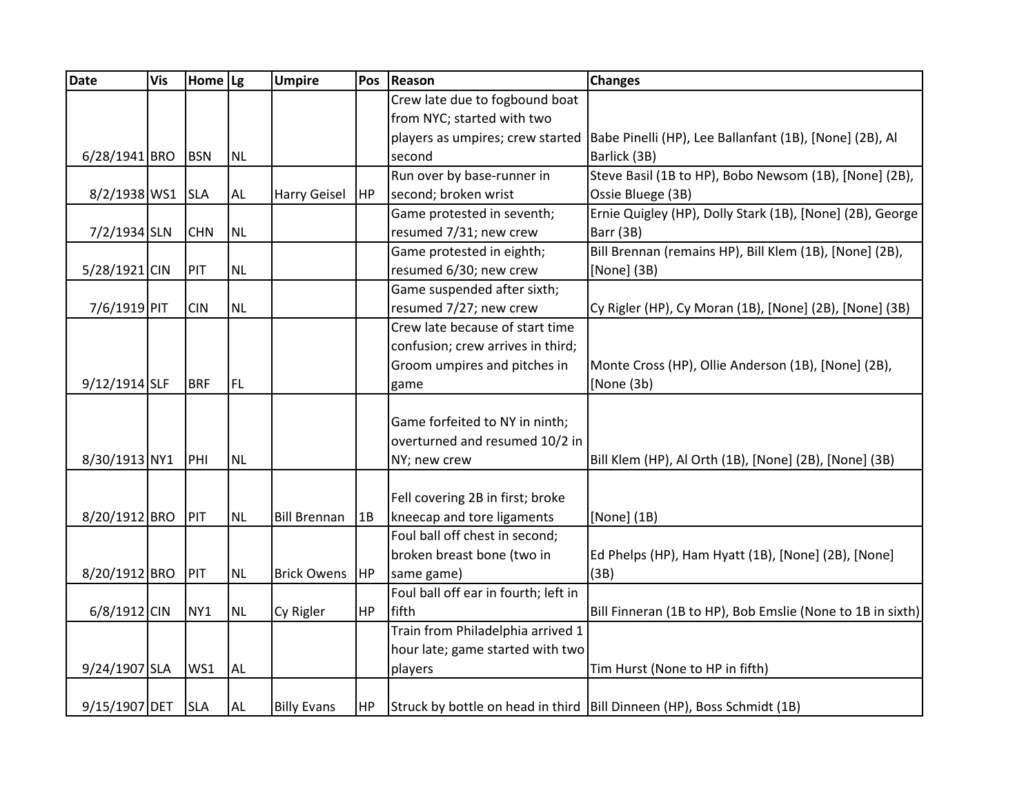| Date | Vis | Home | Lg | Umpire | Pos | Reason | Changes |
|---|---|---|---|---|---|---|---|
| 6/28/1941 | BRO | BSN | NL | | | Crew late due to fogbound boat from NYC; started with two players as umpires; crew started second | Babe Pinelli (HP), Lee Ballanfant (1B), [None] (2B), Al Barlick (3B) |
| 8/2/1938 | WS1 | SLA | AL | Harry Geisel | HP | Run over by base-runner in second; broken wrist | Steve Basil (1B to HP), Bobo Newsom (1B), [None] (2B), Ossie Bluege (3B) |
| 7/2/1934 | SLN | CHN | NL | | | Game protested in seventh; resumed 7/31; new crew | Ernie Quigley (HP), Dolly Stark (1B), [None] (2B), George Barr (3B) |
| 5/28/1921 | CIN | PIT | NL | | | Game protested in eighth; resumed 6/30; new crew | Bill Brennan (remains HP), Bill Klem (1B), [None] (2B), [None] (3B) |
| 7/6/1919 | PIT | CIN | NL | | | Game suspended after sixth; resumed 7/27; new crew | Cy Rigler (HP), Cy Moran (1B), [None] (2B), [None] (3B) |
| 9/12/1914 | SLF | BRF | FL | | | Crew late because of start time confusion; crew arrives in third; Groom umpires and pitches in game | Monte Cross (HP), Ollie Anderson (1B), [None] (2B), [None (3b) |
| 8/30/1913 | NY1 | PHI | NL | | | Game forfeited to NY in ninth; overturned and resumed 10/2 in NY; new crew | Bill Klem (HP), Al Orth (1B), [None] (2B), [None] (3B) |
| 8/20/1912 | BRO | PIT | NL | Bill Brennan | 1B | Fell covering 2B in first; broke kneecap and tore ligaments | [None] (1B) |
| 8/20/1912 | BRO | PIT | NL | Brick Owens | HP | Foul ball off chest in second; broken breast bone (two in same game) | Ed Phelps (HP), Ham Hyatt (1B), [None] (2B), [None] (3B) |
| 6/8/1912 | CIN | NY1 | NL | Cy Rigler | HP | Foul ball off ear in fourth; left in fifth | Bill Finneran (1B to HP), Bob Emslie (None to 1B in sixth) |
| 9/24/1907 | SLA | WS1 | AL | | | Train from Philadelphia arrived 1 hour late; game started with two players | Tim Hurst (None to HP in fifth) |
| 9/15/1907 | DET | SLA | AL | Billy Evans | HP | Struck by bottle on head in third | Bill Dinneen (HP), Boss Schmidt (1B) |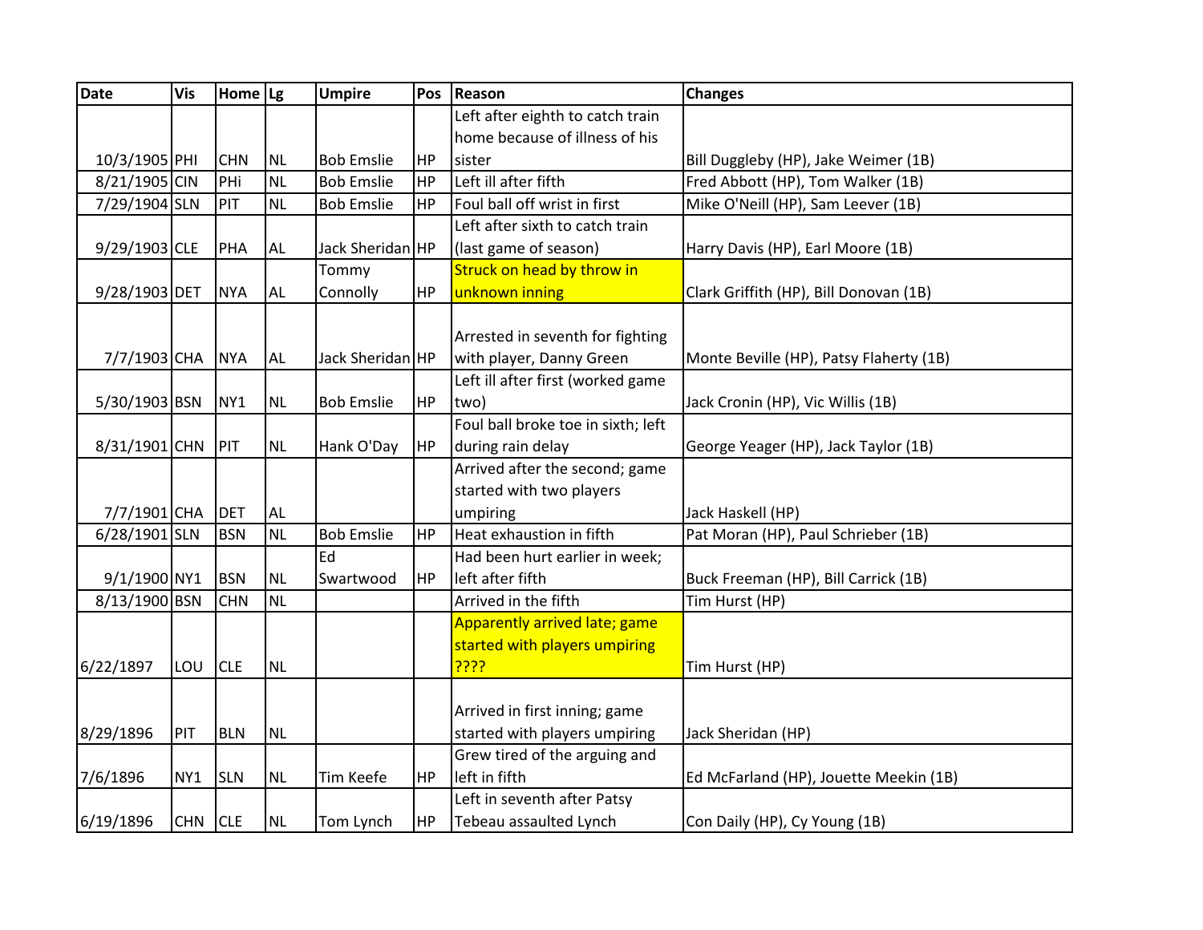| Date | Vis | Home | Lg | Umpire | Pos | Reason | Changes |
|---|---|---|---|---|---|---|---|
| 10/3/1905 | PHI | CHN | NL | Bob Emslie | HP | Left after eighth to catch train home because of illness of his sister | Bill Duggleby (HP), Jake Weimer (1B) |
| 8/21/1905 | CIN | PHi | NL | Bob Emslie | HP | Left ill after fifth | Fred Abbott (HP), Tom Walker (1B) |
| 7/29/1904 | SLN | PIT | NL | Bob Emslie | HP | Foul ball off wrist in first | Mike O'Neill (HP), Sam Leever (1B) |
| 9/29/1903 | CLE | PHA | AL | Jack Sheridan | HP | Left after sixth to catch train (last game of season) | Harry Davis (HP), Earl Moore (1B) |
| 9/28/1903 | DET | NYA | AL | Tommy Connolly | HP | Struck on head by throw in unknown inning | Clark Griffith (HP), Bill Donovan (1B) |
| 7/7/1903 | CHA | NYA | AL | Jack Sheridan | HP | Arrested in seventh for fighting with player, Danny Green | Monte Beville (HP), Patsy Flaherty (1B) |
| 5/30/1903 | BSN | NY1 | NL | Bob Emslie | HP | Left ill after first (worked game two) | Jack Cronin (HP), Vic Willis (1B) |
| 8/31/1901 | CHN | PIT | NL | Hank O'Day | HP | Foul ball broke toe in sixth; left during rain delay | George Yeager (HP), Jack Taylor (1B) |
| 7/7/1901 | CHA | DET | AL | | | Arrived after the second; game started with two players umpiring | Jack Haskell (HP) |
| 6/28/1901 | SLN | BSN | NL | Bob Emslie | HP | Heat exhaustion in fifth | Pat Moran (HP), Paul Schrieber (1B) |
| 9/1/1900 | NY1 | BSN | NL | Ed Swartwood | HP | Had been hurt earlier in week; left after fifth | Buck Freeman (HP), Bill Carrick (1B) |
| 8/13/1900 | BSN | CHN | NL | | | Arrived in the fifth | Tim Hurst (HP) |
| 6/22/1897 | LOU | CLE | NL | | | Apparently arrived late; game started with players umpiring ???? | Tim Hurst (HP) |
| 8/29/1896 | PIT | BLN | NL | | | Arrived in first inning; game started with players umpiring | Jack Sheridan (HP) |
| 7/6/1896 | NY1 | SLN | NL | Tim Keefe | HP | Grew tired of the arguing and left in fifth | Ed McFarland (HP), Jouette Meekin (1B) |
| 6/19/1896 | CHN | CLE | NL | Tom Lynch | HP | Left in seventh after Patsy Tebeau assaulted Lynch | Con Daily (HP), Cy Young (1B) |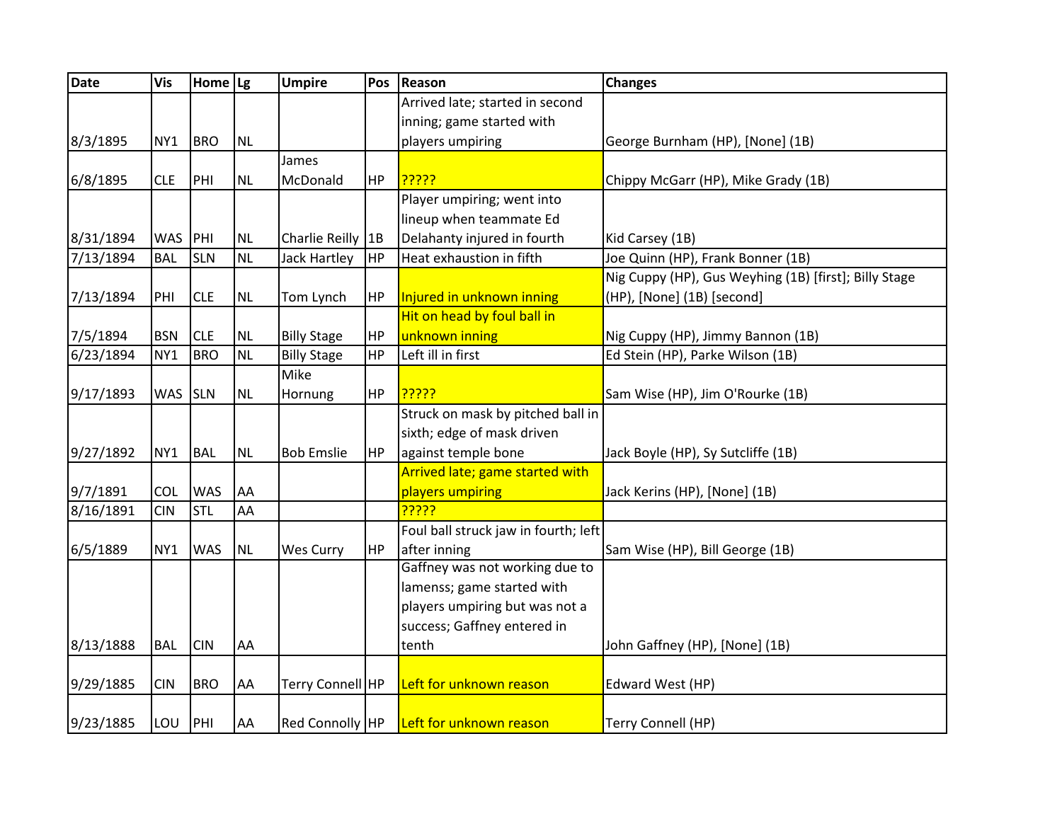| Date | Vis | Home | Lg | Umpire | Pos | Reason | Changes |
|---|---|---|---|---|---|---|---|
| 8/3/1895 | NY1 | BRO | NL | | | Arrived late; started in second inning; game started with players umpiring | George Burnham (HP), [None] (1B) |
| 6/8/1895 | CLE | PHI | NL | James McDonald | HP | ????? | Chippy McGarr (HP), Mike Grady (1B) |
| 8/31/1894 | WAS | PHI | NL | Charlie Reilly | 1B | Player umpiring; went into lineup when teammate Ed Delahanty injured in fourth | Kid Carsey (1B) |
| 7/13/1894 | BAL | SLN | NL | Jack Hartley | HP | Heat exhaustion in fifth | Joe Quinn (HP), Frank Bonner (1B) |
| 7/13/1894 | PHI | CLE | NL | Tom Lynch | HP | Injured in unknown inning | Nig Cuppy (HP), Gus Weyhing (1B) [first]; Billy Stage (HP), [None] (1B) [second] |
| 7/5/1894 | BSN | CLE | NL | Billy Stage | HP | Hit on head by foul ball in unknown inning | Nig Cuppy (HP), Jimmy Bannon (1B) |
| 6/23/1894 | NY1 | BRO | NL | Billy Stage | HP | Left ill in first | Ed Stein (HP), Parke Wilson (1B) |
| 9/17/1893 | WAS | SLN | NL | Mike Hornung | HP | ????? | Sam Wise (HP), Jim O'Rourke (1B) |
| 9/27/1892 | NY1 | BAL | NL | Bob Emslie | HP | Struck on mask by pitched ball in sixth; edge of mask driven against temple bone | Jack Boyle (HP), Sy Sutcliffe (1B) |
| 9/7/1891 | COL | WAS | AA | | | Arrived late; game started with players umpiring | Jack Kerins (HP), [None] (1B) |
| 8/16/1891 | CIN | STL | AA | | | ????? | |
| 6/5/1889 | NY1 | WAS | NL | Wes Curry | HP | Foul ball struck jaw in fourth; left after inning | Sam Wise (HP), Bill George (1B) |
| 8/13/1888 | BAL | CIN | AA | | | Gaffney was not working due to lamenss; game started with players umpiring but was not a success; Gaffney entered in tenth | John Gaffney (HP), [None] (1B) |
| 9/29/1885 | CIN | BRO | AA | Terry Connell | HP | Left for unknown reason | Edward West (HP) |
| 9/23/1885 | LOU | PHI | AA | Red Connolly | HP | Left for unknown reason | Terry Connell (HP) |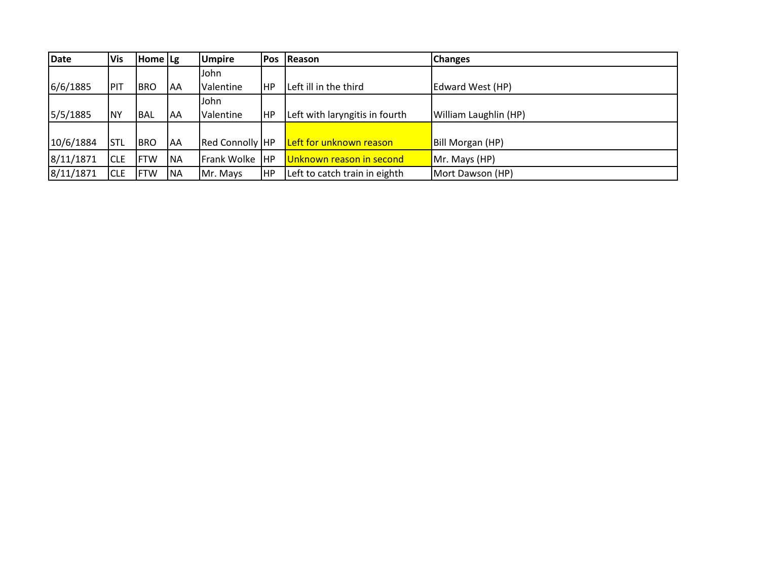| Date | Vis | Home | Lg | Umpire | Pos | Reason | Changes |
|---|---|---|---|---|---|---|---|
| 6/6/1885 | PIT | BRO | AA | John Valentine | HP | Left ill in the third | Edward West (HP) |
| 5/5/1885 | NY | BAL | AA | John Valentine | HP | Left with laryngitis in fourth | William Laughlin (HP) |
| 10/6/1884 | STL | BRO | AA | Red Connolly | HP | Left for unknown reason | Bill Morgan (HP) |
| 8/11/1871 | CLE | FTW | NA | Frank Wolke | HP | Unknown reason in second | Mr. Mays (HP) |
| 8/11/1871 | CLE | FTW | NA | Mr. Mays | HP | Left to catch train in eighth | Mort Dawson (HP) |